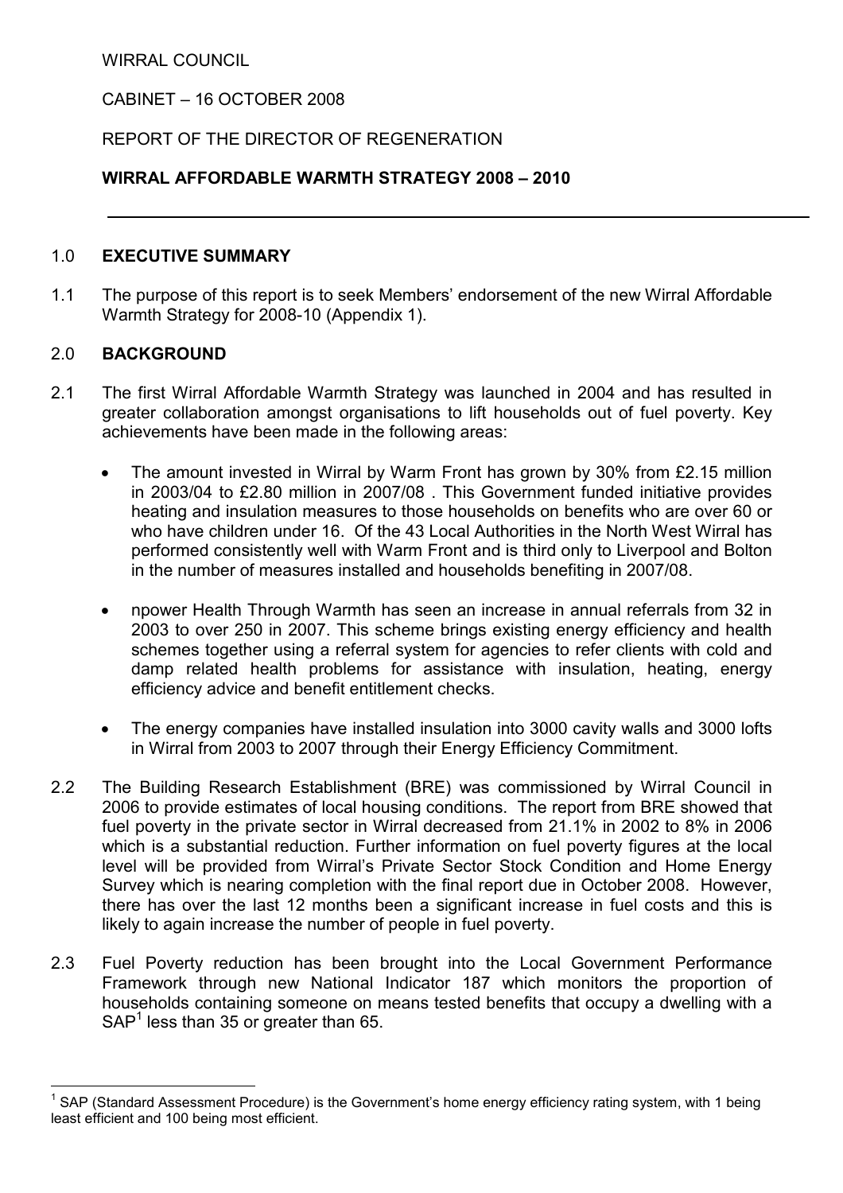WIRRAL COUNCIL

CABINET – 16 OCTOBER 2008

REPORT OF THE DIRECTOR OF REGENERATION

**WIRRAL AFFORDABLE WARMTH STRATEGY 2008 – 2010**

---

## 1.0 EXECUTIVE SUMMARY

1.1 The purpose of this report is to seek Members' endorsement of the new Wirral Affordable Warmth Strategy for 2008-10 (Appendix 1).

## 2.0 BACKGROUND

2.1 The first Wirral Affordable Warmth Strategy was launched in 2004 and has resulted in greater collaboration amongst organisations to lift households out of fuel poverty. Key achievements have been made in the following areas:

- The amount invested in Wirral by Warm Front has grown by 30% from £2.15 million in 2003/04 to £2.80 million in 2007/08 . This Government funded initiative provides heating and insulation measures to those households on benefits who are over 60 or who have children under 16. Of the 43 Local Authorities in the North West Wirral has performed consistently well with Warm Front and is third only to Liverpool and Bolton in the number of measures installed and households benefiting in 2007/08.

- npower Health Through Warmth has seen an increase in annual referrals from 32 in 2003 to over 250 in 2007. This scheme brings existing energy efficiency and health schemes together using a referral system for agencies to refer clients with cold and damp related health problems for assistance with insulation, heating, energy efficiency advice and benefit entitlement checks.

- The energy companies have installed insulation into 3000 cavity walls and 3000 lofts in Wirral from 2003 to 2007 through their Energy Efficiency Commitment.

2.2 The Building Research Establishment (BRE) was commissioned by Wirral Council in 2006 to provide estimates of local housing conditions. The report from BRE showed that fuel poverty in the private sector in Wirral decreased from 21.1% in 2002 to 8% in 2006 which is a substantial reduction. Further information on fuel poverty figures at the local level will be provided from Wirral's Private Sector Stock Condition and Home Energy Survey which is nearing completion with the final report due in October 2008. However, there has over the last 12 months been a significant increase in fuel costs and this is likely to again increase the number of people in fuel poverty.

2.3 Fuel Poverty reduction has been brought into the Local Government Performance Framework through new National Indicator 187 which monitors the proportion of households containing someone on means tested benefits that occupy a dwelling with a SAP[1] less than 35 or greater than 65.

---

[1] SAP (Standard Assessment Procedure) is the Government's home energy efficiency rating system, with 1 being least efficient and 100 being most efficient.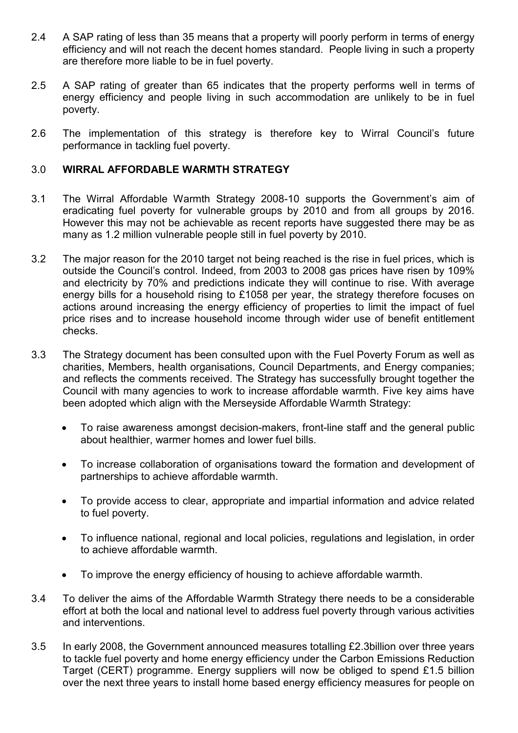2.4 A SAP rating of less than 35 means that a property will poorly perform in terms of energy efficiency and will not reach the decent homes standard. People living in such a property are therefore more liable to be in fuel poverty.

2.5 A SAP rating of greater than 65 indicates that the property performs well in terms of energy efficiency and people living in such accommodation are unlikely to be in fuel poverty.

2.6 The implementation of this strategy is therefore key to Wirral Council's future performance in tackling fuel poverty.

## 3.0 WIRRAL AFFORDABLE WARMTH STRATEGY

3.1 The Wirral Affordable Warmth Strategy 2008-10 supports the Government's aim of eradicating fuel poverty for vulnerable groups by 2010 and from all groups by 2016. However this may not be achievable as recent reports have suggested there may be as many as 1.2 million vulnerable people still in fuel poverty by 2010.

3.2 The major reason for the 2010 target not being reached is the rise in fuel prices, which is outside the Council's control. Indeed, from 2003 to 2008 gas prices have risen by 109% and electricity by 70% and predictions indicate they will continue to rise. With average energy bills for a household rising to £1058 per year, the strategy therefore focuses on actions around increasing the energy efficiency of properties to limit the impact of fuel price rises and to increase household income through wider use of benefit entitlement checks.

3.3 The Strategy document has been consulted upon with the Fuel Poverty Forum as well as charities, Members, health organisations, Council Departments, and Energy companies; and reflects the comments received. The Strategy has successfully brought together the Council with many agencies to work to increase affordable warmth. Five key aims have been adopted which align with the Merseyside Affordable Warmth Strategy:

- To raise awareness amongst decision-makers, front-line staff and the general public about healthier, warmer homes and lower fuel bills.
- To increase collaboration of organisations toward the formation and development of partnerships to achieve affordable warmth.
- To provide access to clear, appropriate and impartial information and advice related to fuel poverty.
- To influence national, regional and local policies, regulations and legislation, in order to achieve affordable warmth.
- To improve the energy efficiency of housing to achieve affordable warmth.

3.4 To deliver the aims of the Affordable Warmth Strategy there needs to be a considerable effort at both the local and national level to address fuel poverty through various activities and interventions.

3.5 In early 2008, the Government announced measures totalling £2.3billion over three years to tackle fuel poverty and home energy efficiency under the Carbon Emissions Reduction Target (CERT) programme. Energy suppliers will now be obliged to spend £1.5 billion over the next three years to install home based energy efficiency measures for people on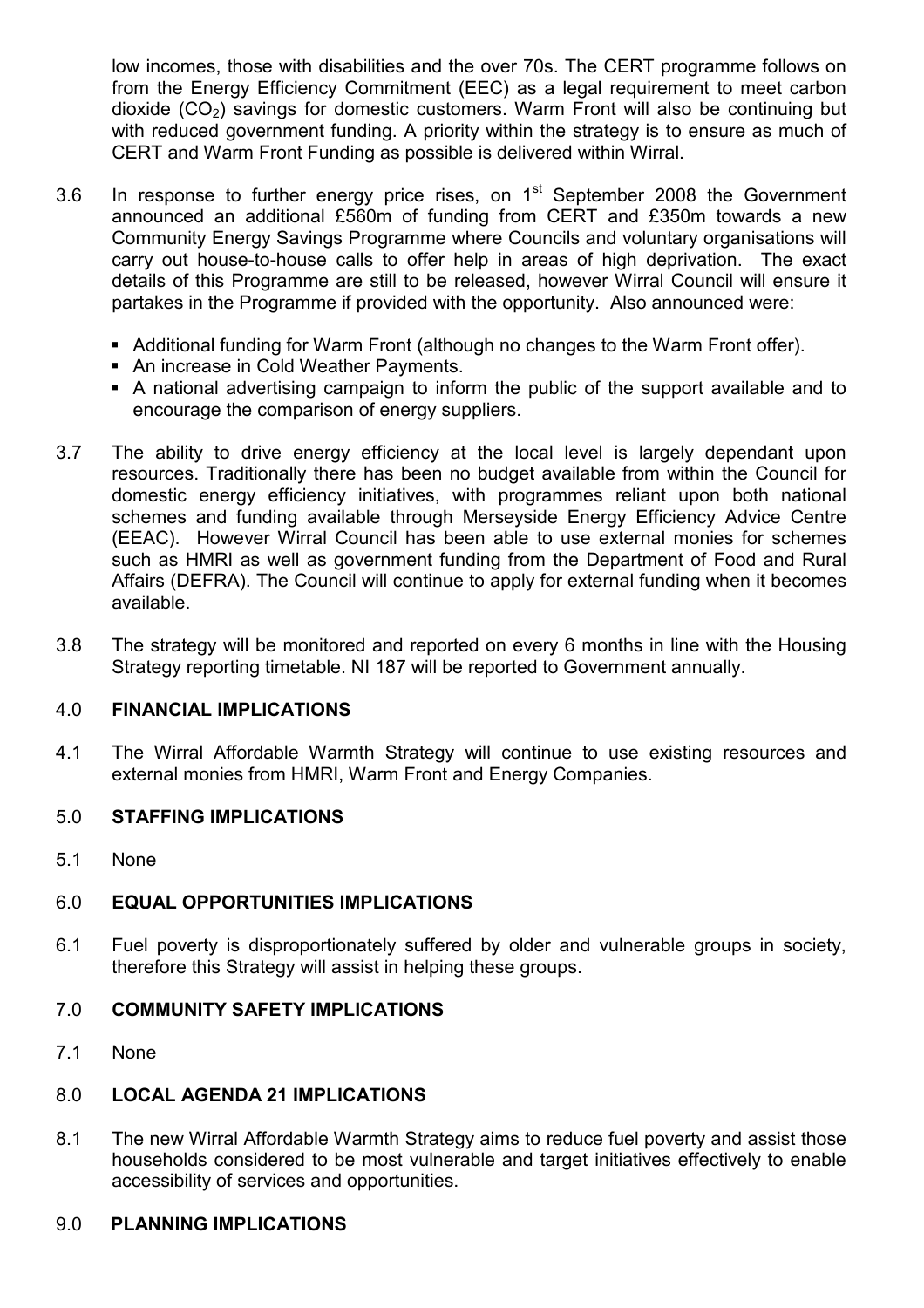low incomes, those with disabilities and the over 70s. The CERT programme follows on from the Energy Efficiency Commitment (EEC) as a legal requirement to meet carbon dioxide ($CO_2$) savings for domestic customers. Warm Front will also be continuing but with reduced government funding. A priority within the strategy is to ensure as much of CERT and Warm Front Funding as possible is delivered within Wirral.

3.6 In response to further energy price rises, on 1st September 2008 the Government announced an additional £560m of funding from CERT and £350m towards a new Community Energy Savings Programme where Councils and voluntary organisations will carry out house-to-house calls to offer help in areas of high deprivation. The exact details of this Programme are still to be released, however Wirral Council will ensure it partakes in the Programme if provided with the opportunity. Also announced were:

- Additional funding for Warm Front (although no changes to the Warm Front offer).
- An increase in Cold Weather Payments.
- A national advertising campaign to inform the public of the support available and to encourage the comparison of energy suppliers.

3.7 The ability to drive energy efficiency at the local level is largely dependant upon resources. Traditionally there has been no budget available from within the Council for domestic energy efficiency initiatives, with programmes reliant upon both national schemes and funding available through Merseyside Energy Efficiency Advice Centre (EEAC). However Wirral Council has been able to use external monies for schemes such as HMRI as well as government funding from the Department of Food and Rural Affairs (DEFRA). The Council will continue to apply for external funding when it becomes available.

3.8 The strategy will be monitored and reported on every 6 months in line with the Housing Strategy reporting timetable. NI 187 will be reported to Government annually.

## 4.0 FINANCIAL IMPLICATIONS

4.1 The Wirral Affordable Warmth Strategy will continue to use existing resources and external monies from HMRI, Warm Front and Energy Companies.

## 5.0 STAFFING IMPLICATIONS

5.1 None

## 6.0 EQUAL OPPORTUNITIES IMPLICATIONS

6.1 Fuel poverty is disproportionately suffered by older and vulnerable groups in society, therefore this Strategy will assist in helping these groups.

## 7.0 COMMUNITY SAFETY IMPLICATIONS

7.1 None

## 8.0 LOCAL AGENDA 21 IMPLICATIONS

8.1 The new Wirral Affordable Warmth Strategy aims to reduce fuel poverty and assist those households considered to be most vulnerable and target initiatives effectively to enable accessibility of services and opportunities.

## 9.0 PLANNING IMPLICATIONS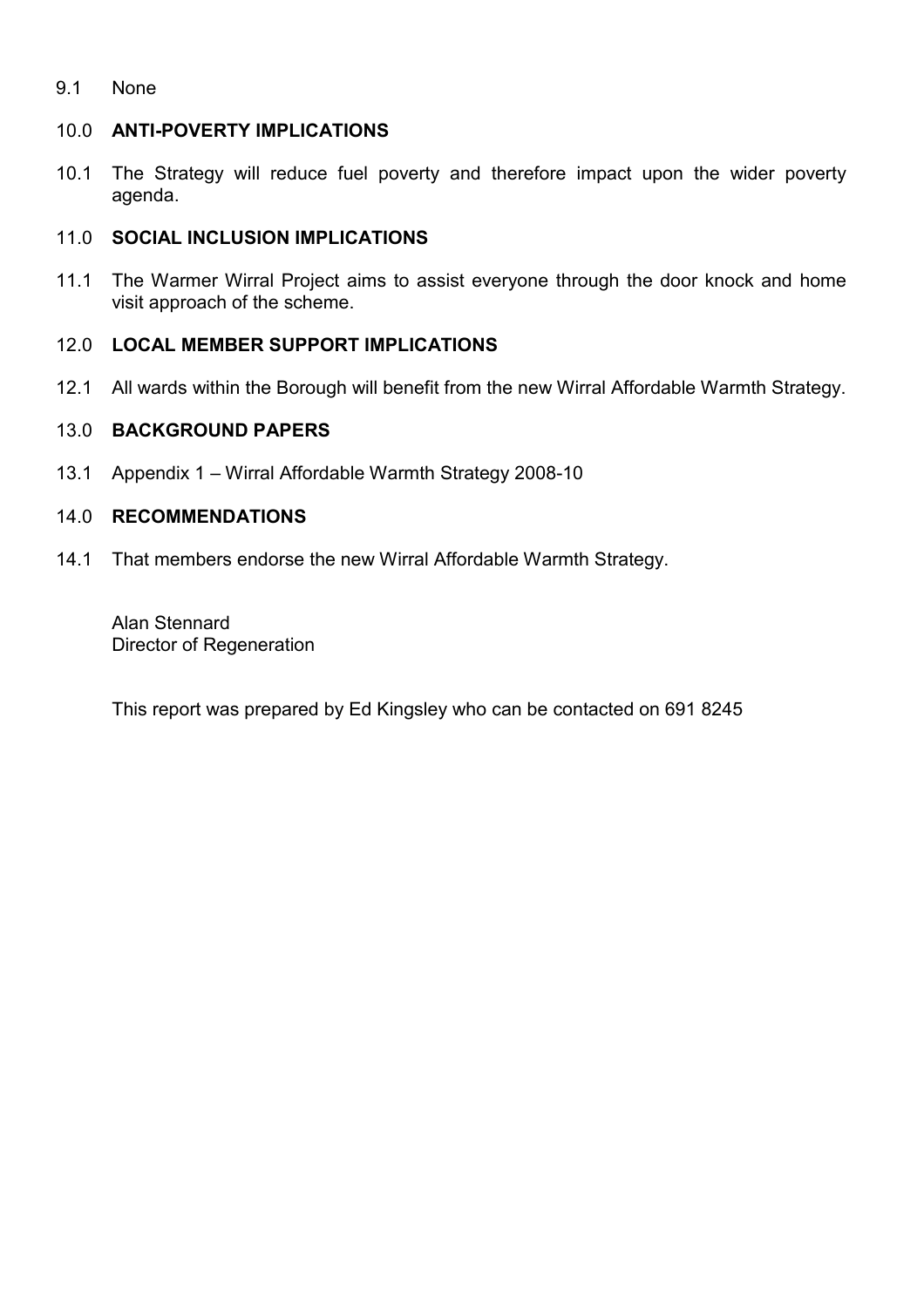9.1 None

## 10.0 ANTI-POVERTY IMPLICATIONS

10.1 The Strategy will reduce fuel poverty and therefore impact upon the wider poverty agenda.

## 11.0 SOCIAL INCLUSION IMPLICATIONS

11.1 The Warmer Wirral Project aims to assist everyone through the door knock and home visit approach of the scheme.

## 12.0 LOCAL MEMBER SUPPORT IMPLICATIONS

12.1 All wards within the Borough will benefit from the new Wirral Affordable Warmth Strategy.

## 13.0 BACKGROUND PAPERS

13.1 Appendix 1 – Wirral Affordable Warmth Strategy 2008-10

## 14.0 RECOMMENDATIONS

14.1 That members endorse the new Wirral Affordable Warmth Strategy.

Alan Stennard
Director of Regeneration

This report was prepared by Ed Kingsley who can be contacted on 691 8245